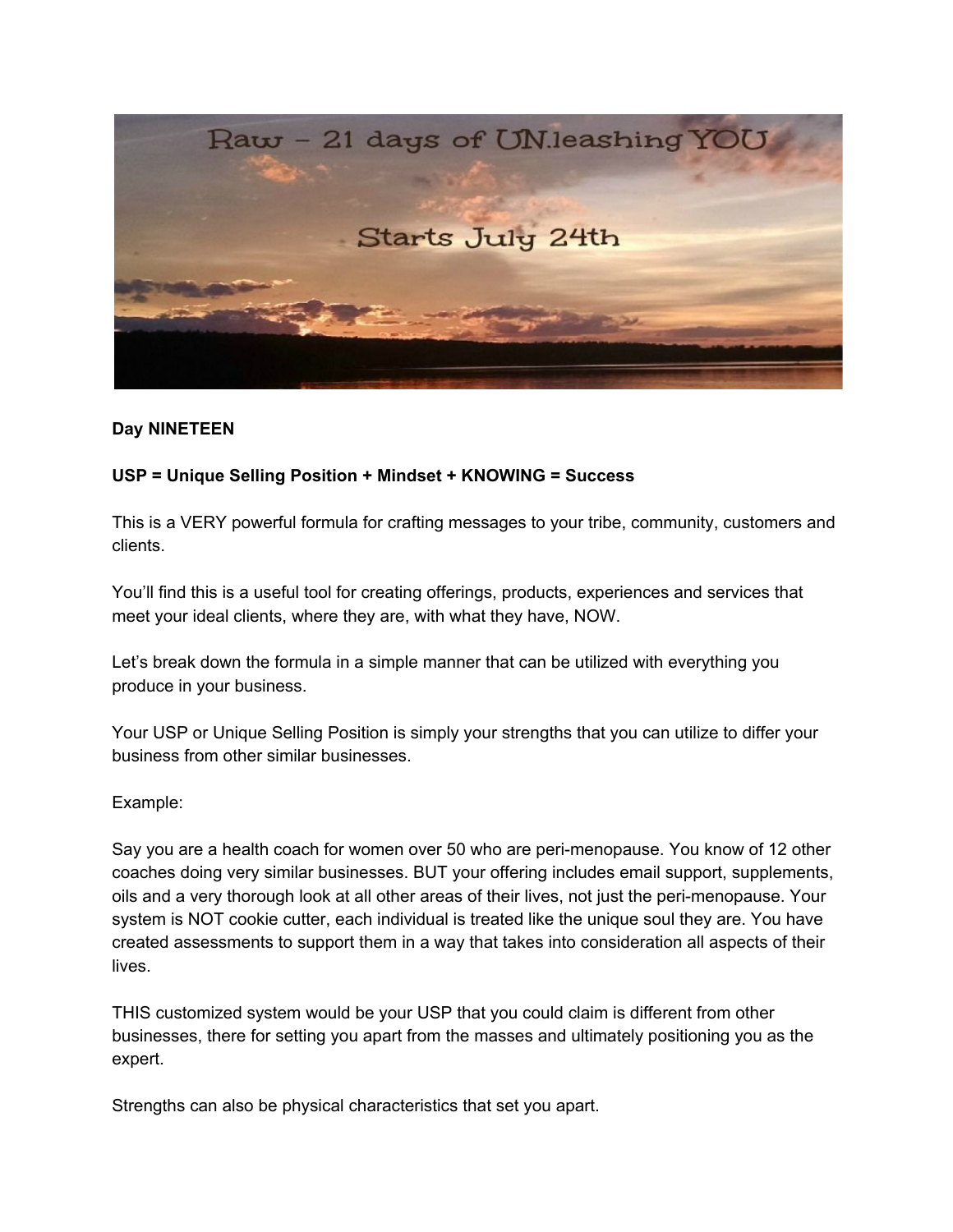Raw – 21 days of UN.leashing YOU

Starts July 24th

**Day NINETEEN**

**USP = Unique Selling Position + Mindset + KNOWING = Success**

This is a VERY powerful formula for crafting messages to your tribe, community, customers and clients.

You'll find this is a useful tool for creating offerings, products, experiences and services that meet your ideal clients, where they are, with what they have, NOW.

Let's break down the formula in a simple manner that can be utilized with everything you produce in your business.

Your USP or Unique Selling Position is simply your strengths that you can utilize to differ your business from other similar businesses.

Example:

Say you are a health coach for women over 50 who are peri-menopause. You know of 12 other coaches doing very similar businesses. BUT your offering includes email support, supplements, oils and a very thorough look at all other areas of their lives, not just the peri-menopause. Your system is NOT cookie cutter, each individual is treated like the unique soul they are. You have created assessments to support them in a way that takes into consideration all aspects of their lives.

THIS customized system would be your USP that you could claim is different from other businesses, there for setting you apart from the masses and ultimately positioning you as the expert.

Strengths can also be physical characteristics that set you apart.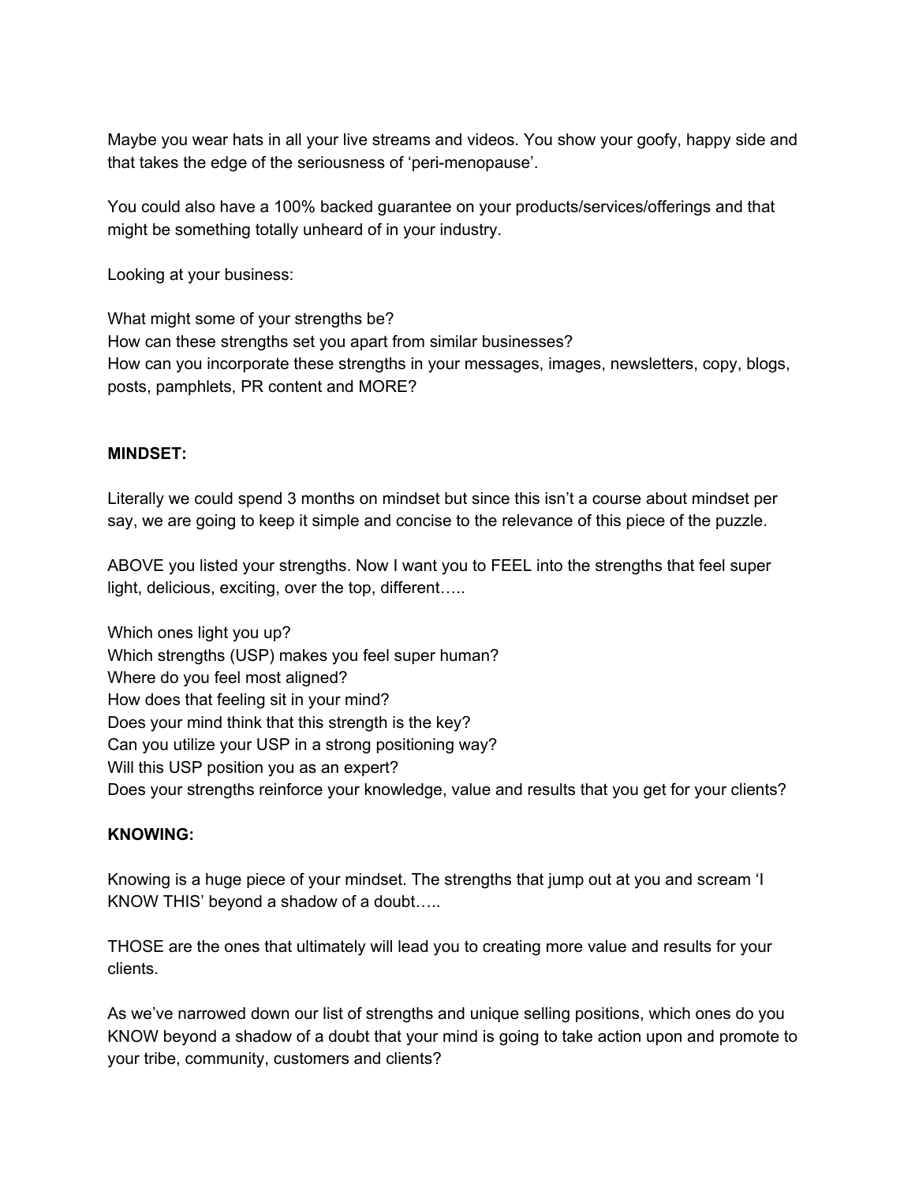Maybe you wear hats in all your live streams and videos. You show your goofy, happy side and that takes the edge of the seriousness of 'peri-menopause'.

You could also have a 100% backed guarantee on your products/services/offerings and that might be something totally unheard of in your industry.

Looking at your business:

What might some of your strengths be?
How can these strengths set you apart from similar businesses?
How can you incorporate these strengths in your messages, images, newsletters, copy, blogs, posts, pamphlets, PR content and MORE?

**MINDSET:**

Literally we could spend 3 months on mindset but since this isn't a course about mindset per say, we are going to keep it simple and concise to the relevance of this piece of the puzzle.

ABOVE you listed your strengths. Now I want you to FEEL into the strengths that feel super light, delicious, exciting, over the top, different…..

Which ones light you up?
Which strengths (USP) makes you feel super human?
Where do you feel most aligned?
How does that feeling sit in your mind?
Does your mind think that this strength is the key?
Can you utilize your USP in a strong positioning way?
Will this USP position you as an expert?
Does your strengths reinforce your knowledge, value and results that you get for your clients?

**KNOWING:**

Knowing is a huge piece of your mindset. The strengths that jump out at you and scream 'I KNOW THIS' beyond a shadow of a doubt…..

THOSE are the ones that ultimately will lead you to creating more value and results for your clients.

As we've narrowed down our list of strengths and unique selling positions, which ones do you KNOW beyond a shadow of a doubt that your mind is going to take action upon and promote to your tribe, community, customers and clients?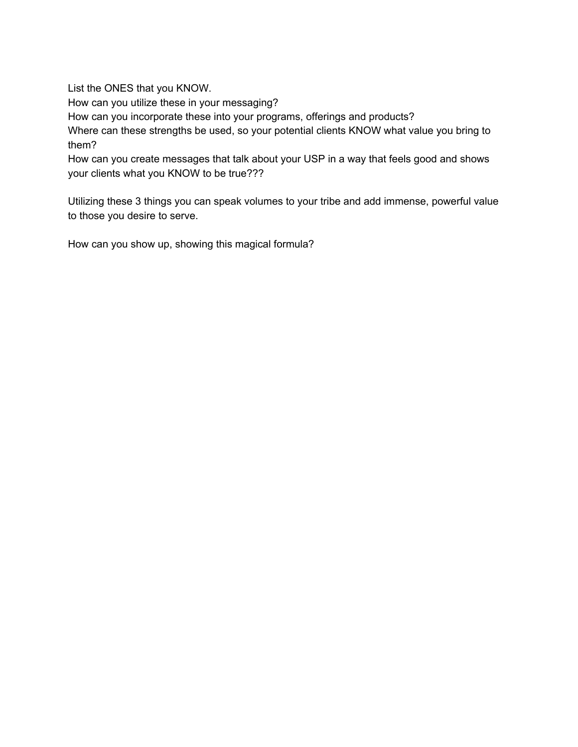List the ONES that you KNOW.
How can you utilize these in your messaging?
How can you incorporate these into your programs, offerings and products?
Where can these strengths be used, so your potential clients KNOW what value you bring to them?
How can you create messages that talk about your USP in a way that feels good and shows your clients what you KNOW to be true???

Utilizing these 3 things you can speak volumes to your tribe and add immense, powerful value to those you desire to serve.

How can you show up, showing this magical formula?